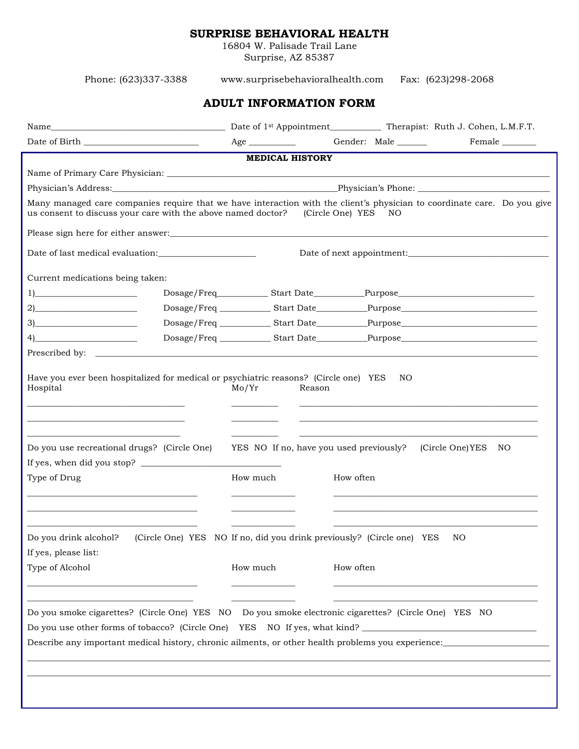# SURPRISE BEHAVIORAL HEALTH

16804 W. Palisade Trail Lane
Surprise, AZ 85387

Phone: (623)337-3388 www.surprisebehavioralhealth.com Fax: (623)298-2068

## ADULT INFORMATION FORM

Name_______________________________________ Date of 1st Appointment___________ Therapist: Ruth J. Cohen, L.M.F.T.

Date of Birth __________________________ Age __________ Gender: Male ______ Female _______

### MEDICAL HISTORY

Name of Primary Care Physician: ____________________________________________________________________________________

Physician's Address:___________________________________________________Physician's Phone: ______________________________

Many managed care companies require that we have interaction with the client's physician to coordinate care. Do you give us consent to discuss your care with the above named doctor? (Circle One) YES NO

Please sign here for either answer:__________________________________________________________________________________

Date of last medical evaluation:______________________ Date of next appointment:________________________________

Current medications being taken:

1)______________________ Dosage/Freq___________ Start Date___________Purpose_______________________________

2)______________________ Dosage/Freq ___________ Start Date___________Purpose_______________________________

3)______________________ Dosage/Freq ___________ Start Date___________Purpose_______________________________

4)______________________ Dosage/Freq ___________ Start Date___________Purpose_______________________________

Prescribed by: ______________________________________________________________________________________________

Have you ever been hospitalized for medical or psychiatric reasons? (Circle one) YES NO

| Hospital | Mo/Yr | Reason |
|---|---|---|
| ____________________________________ | __________ | ____________________________________________________ |
| ____________________________________ | __________ | ____________________________________________________ |
| ____________________________________ | __________ | ____________________________________________________ |

Do you use recreational drugs? (Circle One) YES NO If no, have you used previously? (Circle One) YES NO

If yes, when did you stop? ________________________________

| Type of Drug | How much | How often |
|---|---|---|
| ________________________________________ | ______________ | ________________________________________________ |
| ________________________________________ | ______________ | ________________________________________________ |
| ________________________________________ | ______________ | ________________________________________________ |

Do you drink alcohol? (Circle One) YES NO If no, did you drink previously? (Circle one) YES NO

If yes, please list:

| Type of Alcohol | How much | How often |
|---|---|---|
| ________________________________________ | ______________ | ________________________________________________ |
| ________________________________________ | ______________ | ________________________________________________ |

Do you smoke cigarettes? (Circle One) YES NO Do you smoke electronic cigarettes? (Circle One) YES NO

Do you use other forms of tobacco? (Circle One) YES NO If yes, what kind? ________________________________________

Describe any important medical history, chronic ailments, or other health problems you experience:________________________

____________________________________________________________________________________________________________

____________________________________________________________________________________________________________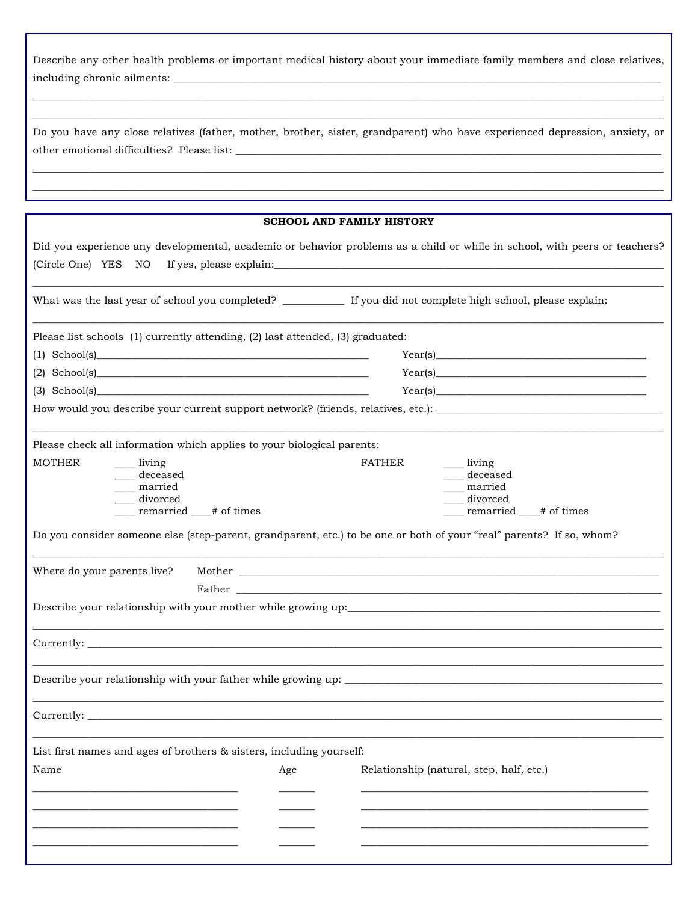Describe any other health problems or important medical history about your immediate family members and close relatives, including chronic ailments: ____________________________________________________________________________________

________________________________________________________________________________________________________________

________________________________________________________________________________________________________________

Do you have any close relatives (father, mother, brother, sister, grandparent) who have experienced depression, anxiety, or other emotional difficulties? Please list: ______________________________________________________________________________

________________________________________________________________________________________________________________

________________________________________________________________________________________________________________

## SCHOOL AND FAMILY HISTORY

Did you experience any developmental, academic or behavior problems as a child or while in school, with peers or teachers? (Circle One) YES NO If yes, please explain:_______________________________________________________________

________________________________________________________________________________________________________________

What was the last year of school you completed? ___________ If you did not complete high school, please explain:

________________________________________________________________________________________________________________

Please list schools (1) currently attending, (2) last attended, (3) graduated:

(1) School(s)_____________________________________________ Year(s)_____________________________________

(2) School(s)_____________________________________________ Year(s)_____________________________________

(3) School(s)_____________________________________________ Year(s)_____________________________________

How would you describe your current support network? (friends, relatives, etc.): _________________________________________

________________________________________________________________________________________________________________

Please check all information which applies to your biological parents:

MOTHER
- ____ living
- ____ deceased
- ____ married
- ____ divorced
- ____ remarried ____# of times

FATHER
- ____ living
- ____ deceased
- ____ married
- ____ divorced
- ____ remarried ____# of times

Do you consider someone else (step-parent, grandparent, etc.) to be one or both of your "real" parents? If so, whom?

________________________________________________________________________________________________________________

Where do your parents live? Mother ____________________________________________________________________________

Father ____________________________________________________________________________

Describe your relationship with your mother while growing up:__________________________________________________________

________________________________________________________________________________________________________________

Currently: ______________________________________________________________________________________________________

________________________________________________________________________________________________________________

Describe your relationship with your father while growing up: _________________________________________________________

________________________________________________________________________________________________________________

Currently: ______________________________________________________________________________________________________

________________________________________________________________________________________________________________

List first names and ages of brothers & sisters, including yourself:

| Name | Age | Relationship (natural, step, half, etc.) |
|---|---|---|
| | | |
| | | |
| | | |
| | | |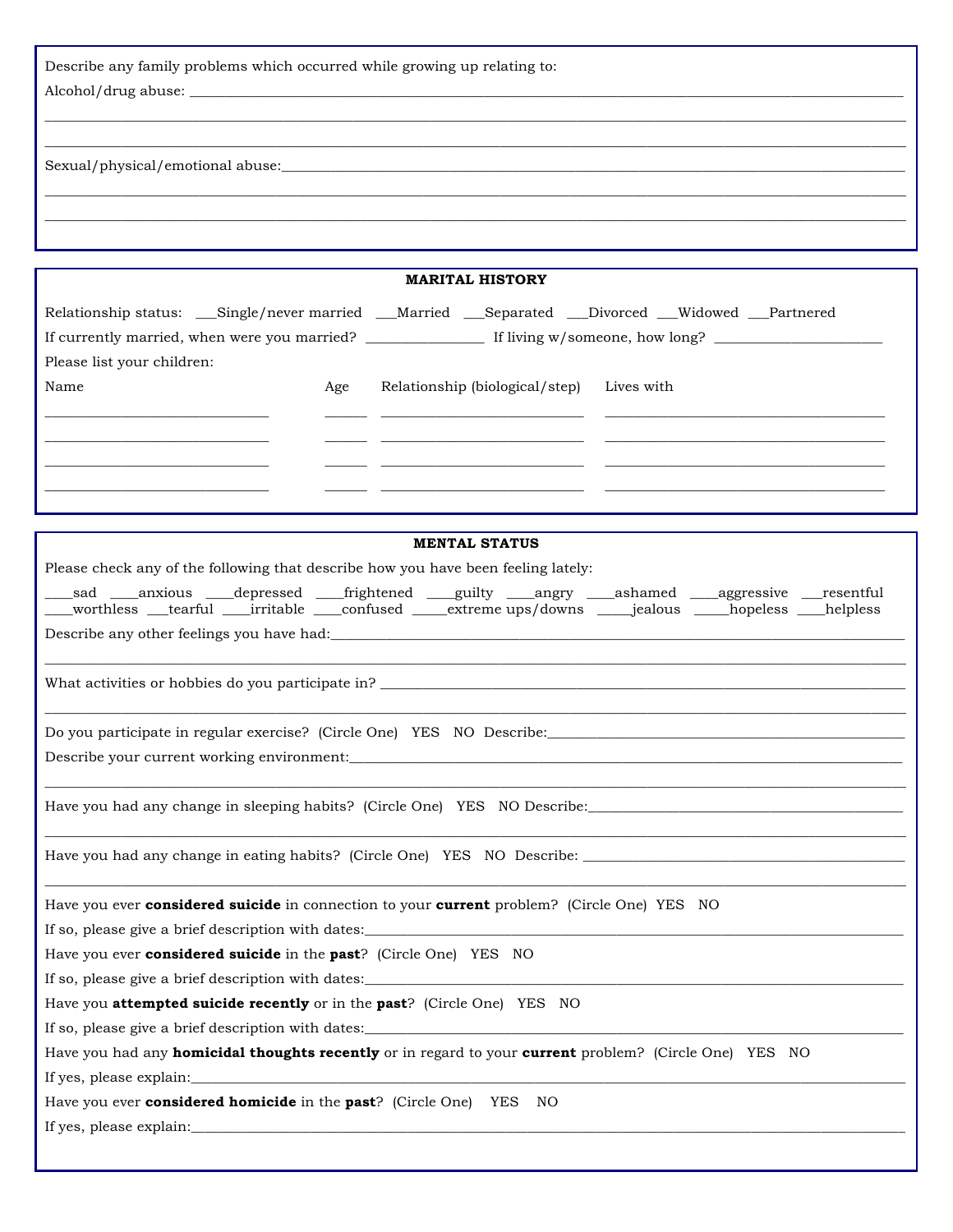Describe any family problems which occurred while growing up relating to:

Alcohol/drug abuse: ______________________________________________________________________________

______________________________________________________________________________________________

______________________________________________________________________________________________

Sexual/physical/emotional abuse:_____________________________________________________________________

______________________________________________________________________________________________

______________________________________________________________________________________________

## MARITAL HISTORY

Relationship status: ___Single/never married ___Married ___Separated ___Divorced ___Widowed ___Partnered

If currently married, when were you married? ________________ If living w/someone, how long? _______________________

Please list your children:

| Name | Age | Relationship (biological/step) | Lives with |
|---|---|---|---|
| ____________________________ | ______ | _________________________ | ______________________________________ |
| ____________________________ | ______ | _________________________ | ______________________________________ |
| ____________________________ | ______ | _________________________ | ______________________________________ |
| ____________________________ | ______ | _________________________ | ______________________________________ |

## MENTAL STATUS

Please check any of the following that describe how you have been feeling lately:

____sad ____anxious ____depressed ____frightened ____guilty ____angry ____ashamed ____aggressive ___resentful
____worthless ___tearful ____irritable ____confused _____extreme ups/downs _____jealous _____hopeless ____helpless

Describe any other feelings you have had:_____________________________________________________________

______________________________________________________________________________________________

What activities or hobbies do you participate in? ______________________________________________________

______________________________________________________________________________________________

Do you participate in regular exercise? (Circle One) YES NO Describe:_________________________________________

Describe your current working environment:___________________________________________________________

______________________________________________________________________________________________

Have you had any change in sleeping habits? (Circle One) YES NO Describe:__________________________________

______________________________________________________________________________________________

Have you had any change in eating habits? (Circle One) YES NO Describe: __________________________________

______________________________________________________________________________________________

Have you ever **considered suicide** in connection to your **current** problem? (Circle One) YES NO

If so, please give a brief description with dates:_________________________________________________________

Have you ever **considered suicide** in the **past**? (Circle One) YES NO

If so, please give a brief description with dates:_________________________________________________________

Have you **attempted suicide recently** or in the **past**? (Circle One) YES NO

If so, please give a brief description with dates:_________________________________________________________

Have you had any **homicidal thoughts recently** or in regard to your **current** problem? (Circle One) YES NO

If yes, please explain:____________________________________________________________________________

Have you ever **considered homicide** in the **past**? (Circle One) YES NO

If yes, please explain:____________________________________________________________________________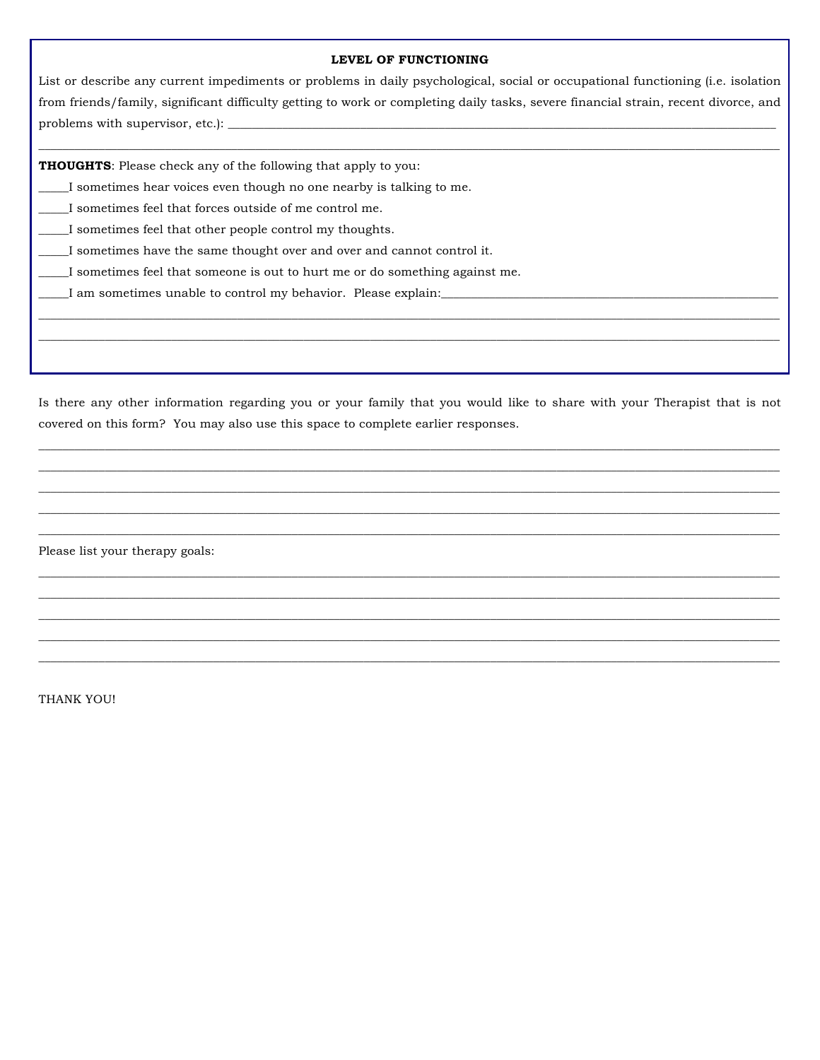**LEVEL OF FUNCTIONING**

List or describe any current impediments or problems in daily psychological, social or occupational functioning (i.e. isolation from friends/family, significant difficulty getting to work or completing daily tasks, severe financial strain, recent divorce, and problems with supervisor, etc.): ______________________________________________________________

______________________________________________________________________________________

**THOUGHTS**: Please check any of the following that apply to you:

_____I sometimes hear voices even though no one nearby is talking to me.

_____I sometimes feel that forces outside of me control me.

_____I sometimes feel that other people control my thoughts.

_____I sometimes have the same thought over and over and cannot control it.

_____I sometimes feel that someone is out to hurt me or do something against me.

_____I am sometimes unable to control my behavior. Please explain:_______________________________________

______________________________________________________________________________________

______________________________________________________________________________________

Is there any other information regarding you or your family that you would like to share with your Therapist that is not covered on this form? You may also use this space to complete earlier responses.

______________________________________________________________________________________

______________________________________________________________________________________

______________________________________________________________________________________

______________________________________________________________________________________

______________________________________________________________________________________

Please list your therapy goals:

______________________________________________________________________________________

______________________________________________________________________________________

______________________________________________________________________________________

______________________________________________________________________________________

______________________________________________________________________________________

THANK YOU!